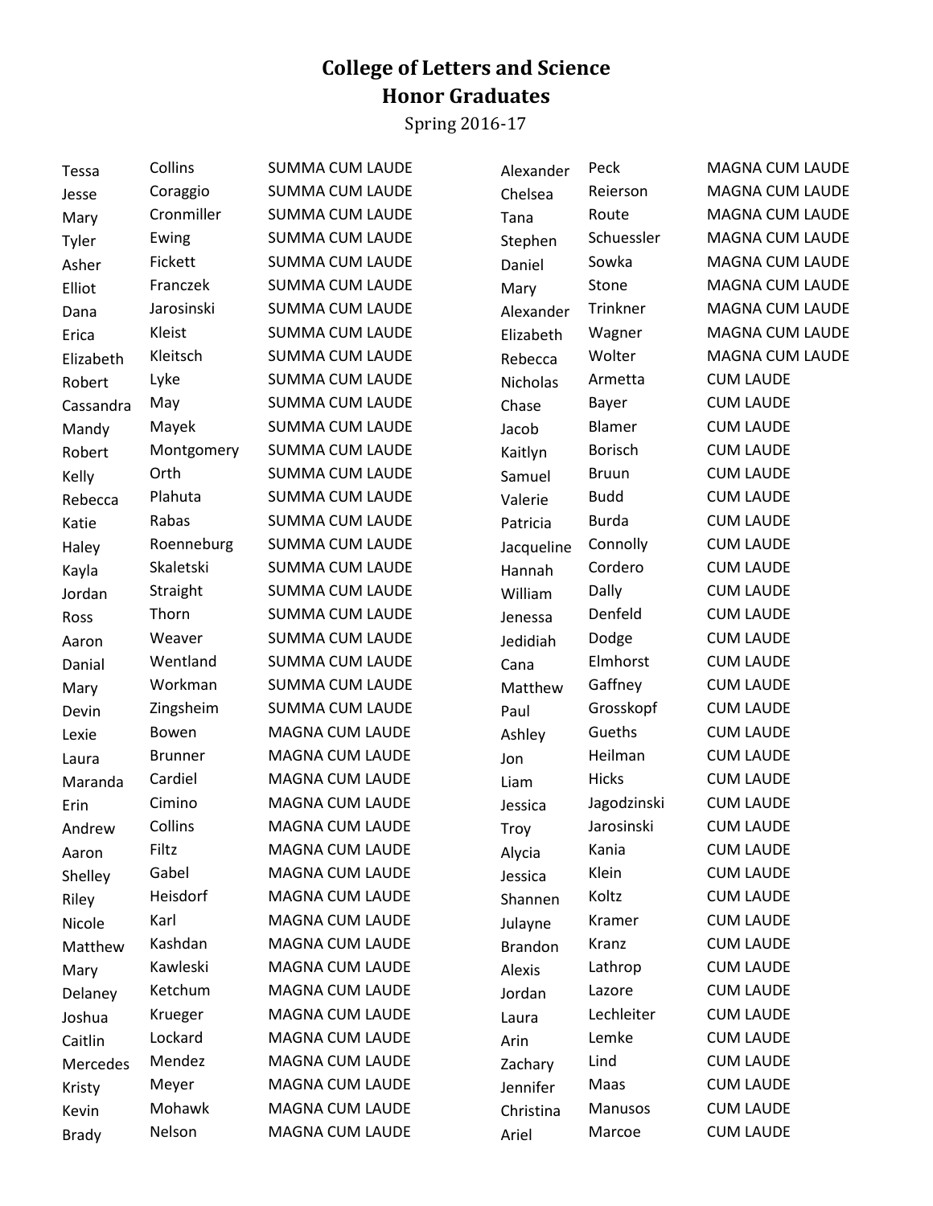# College of Letters and Science
# Honor Graduates

Spring 2016-17

| | | |
|---|---|---|
| Tessa | Collins | SUMMA CUM LAUDE |
| Jesse | Coraggio | SUMMA CUM LAUDE |
| Mary | Cronmiller | SUMMA CUM LAUDE |
| Tyler | Ewing | SUMMA CUM LAUDE |
| Asher | Fickett | SUMMA CUM LAUDE |
| Elliot | Franczek | SUMMA CUM LAUDE |
| Dana | Jarosinski | SUMMA CUM LAUDE |
| Erica | Kleist | SUMMA CUM LAUDE |
| Elizabeth | Kleitsch | SUMMA CUM LAUDE |
| Robert | Lyke | SUMMA CUM LAUDE |
| Cassandra | May | SUMMA CUM LAUDE |
| Mandy | Mayek | SUMMA CUM LAUDE |
| Robert | Montgomery | SUMMA CUM LAUDE |
| Kelly | Orth | SUMMA CUM LAUDE |
| Rebecca | Plahuta | SUMMA CUM LAUDE |
| Katie | Rabas | SUMMA CUM LAUDE |
| Haley | Roenneburg | SUMMA CUM LAUDE |
| Kayla | Skaletski | SUMMA CUM LAUDE |
| Jordan | Straight | SUMMA CUM LAUDE |
| Ross | Thorn | SUMMA CUM LAUDE |
| Aaron | Weaver | SUMMA CUM LAUDE |
| Danial | Wentland | SUMMA CUM LAUDE |
| Mary | Workman | SUMMA CUM LAUDE |
| Devin | Zingsheim | SUMMA CUM LAUDE |
| Lexie | Bowen | MAGNA CUM LAUDE |
| Laura | Brunner | MAGNA CUM LAUDE |
| Maranda | Cardiel | MAGNA CUM LAUDE |
| Erin | Cimino | MAGNA CUM LAUDE |
| Andrew | Collins | MAGNA CUM LAUDE |
| Aaron | Filtz | MAGNA CUM LAUDE |
| Shelley | Gabel | MAGNA CUM LAUDE |
| Riley | Heisdorf | MAGNA CUM LAUDE |
| Nicole | Karl | MAGNA CUM LAUDE |
| Matthew | Kashdan | MAGNA CUM LAUDE |
| Mary | Kawleski | MAGNA CUM LAUDE |
| Delaney | Ketchum | MAGNA CUM LAUDE |
| Joshua | Krueger | MAGNA CUM LAUDE |
| Caitlin | Lockard | MAGNA CUM LAUDE |
| Mercedes | Mendez | MAGNA CUM LAUDE |
| Kristy | Meyer | MAGNA CUM LAUDE |
| Kevin | Mohawk | MAGNA CUM LAUDE |
| Brady | Nelson | MAGNA CUM LAUDE |
| Alexander | Peck | MAGNA CUM LAUDE |
| Chelsea | Reierson | MAGNA CUM LAUDE |
| Tana | Route | MAGNA CUM LAUDE |
| Stephen | Schuessler | MAGNA CUM LAUDE |
| Daniel | Sowka | MAGNA CUM LAUDE |
| Mary | Stone | MAGNA CUM LAUDE |
| Alexander | Trinkner | MAGNA CUM LAUDE |
| Elizabeth | Wagner | MAGNA CUM LAUDE |
| Rebecca | Wolter | MAGNA CUM LAUDE |
| Nicholas | Armetta | CUM LAUDE |
| Chase | Bayer | CUM LAUDE |
| Jacob | Blamer | CUM LAUDE |
| Kaitlyn | Borisch | CUM LAUDE |
| Samuel | Bruun | CUM LAUDE |
| Valerie | Budd | CUM LAUDE |
| Patricia | Burda | CUM LAUDE |
| Jacqueline | Connolly | CUM LAUDE |
| Hannah | Cordero | CUM LAUDE |
| William | Dally | CUM LAUDE |
| Jenessa | Denfeld | CUM LAUDE |
| Jedidiah | Dodge | CUM LAUDE |
| Cana | Elmhorst | CUM LAUDE |
| Matthew | Gaffney | CUM LAUDE |
| Paul | Grosskopf | CUM LAUDE |
| Ashley | Gueths | CUM LAUDE |
| Jon | Heilman | CUM LAUDE |
| Liam | Hicks | CUM LAUDE |
| Jessica | Jagodzinski | CUM LAUDE |
| Troy | Jarosinski | CUM LAUDE |
| Alycia | Kania | CUM LAUDE |
| Jessica | Klein | CUM LAUDE |
| Shannen | Koltz | CUM LAUDE |
| Julayne | Kramer | CUM LAUDE |
| Brandon | Kranz | CUM LAUDE |
| Alexis | Lathrop | CUM LAUDE |
| Jordan | Lazore | CUM LAUDE |
| Laura | Lechleiter | CUM LAUDE |
| Arin | Lemke | CUM LAUDE |
| Zachary | Lind | CUM LAUDE |
| Jennifer | Maas | CUM LAUDE |
| Christina | Manusos | CUM LAUDE |
| Ariel | Marcoe | CUM LAUDE |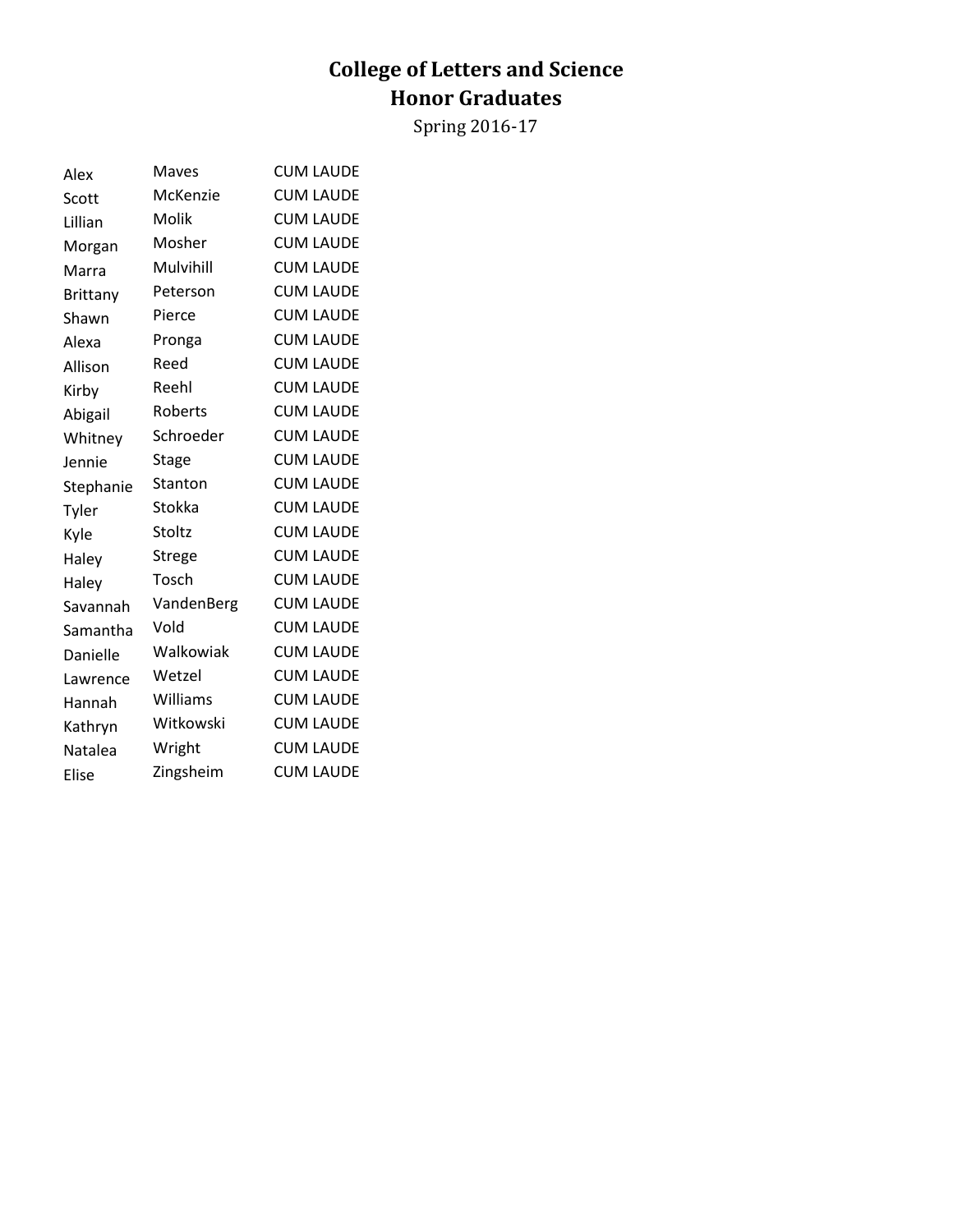**College of Letters and Science**
**Honor Graduates**
Spring 2016-17

| | | |
|---|---|---|
| Alex | Maves | CUM LAUDE |
| Scott | McKenzie | CUM LAUDE |
| Lillian | Molik | CUM LAUDE |
| Morgan | Mosher | CUM LAUDE |
| Marra | Mulvihill | CUM LAUDE |
| Brittany | Peterson | CUM LAUDE |
| Shawn | Pierce | CUM LAUDE |
| Alexa | Pronga | CUM LAUDE |
| Allison | Reed | CUM LAUDE |
| Kirby | Reehl | CUM LAUDE |
| Abigail | Roberts | CUM LAUDE |
| Whitney | Schroeder | CUM LAUDE |
| Jennie | Stage | CUM LAUDE |
| Stephanie | Stanton | CUM LAUDE |
| Tyler | Stokka | CUM LAUDE |
| Kyle | Stoltz | CUM LAUDE |
| Haley | Strege | CUM LAUDE |
| Haley | Tosch | CUM LAUDE |
| Savannah | VandenBerg | CUM LAUDE |
| Samantha | Vold | CUM LAUDE |
| Danielle | Walkowiak | CUM LAUDE |
| Lawrence | Wetzel | CUM LAUDE |
| Hannah | Williams | CUM LAUDE |
| Kathryn | Witkowski | CUM LAUDE |
| Natalea | Wright | CUM LAUDE |
| Elise | Zingsheim | CUM LAUDE |